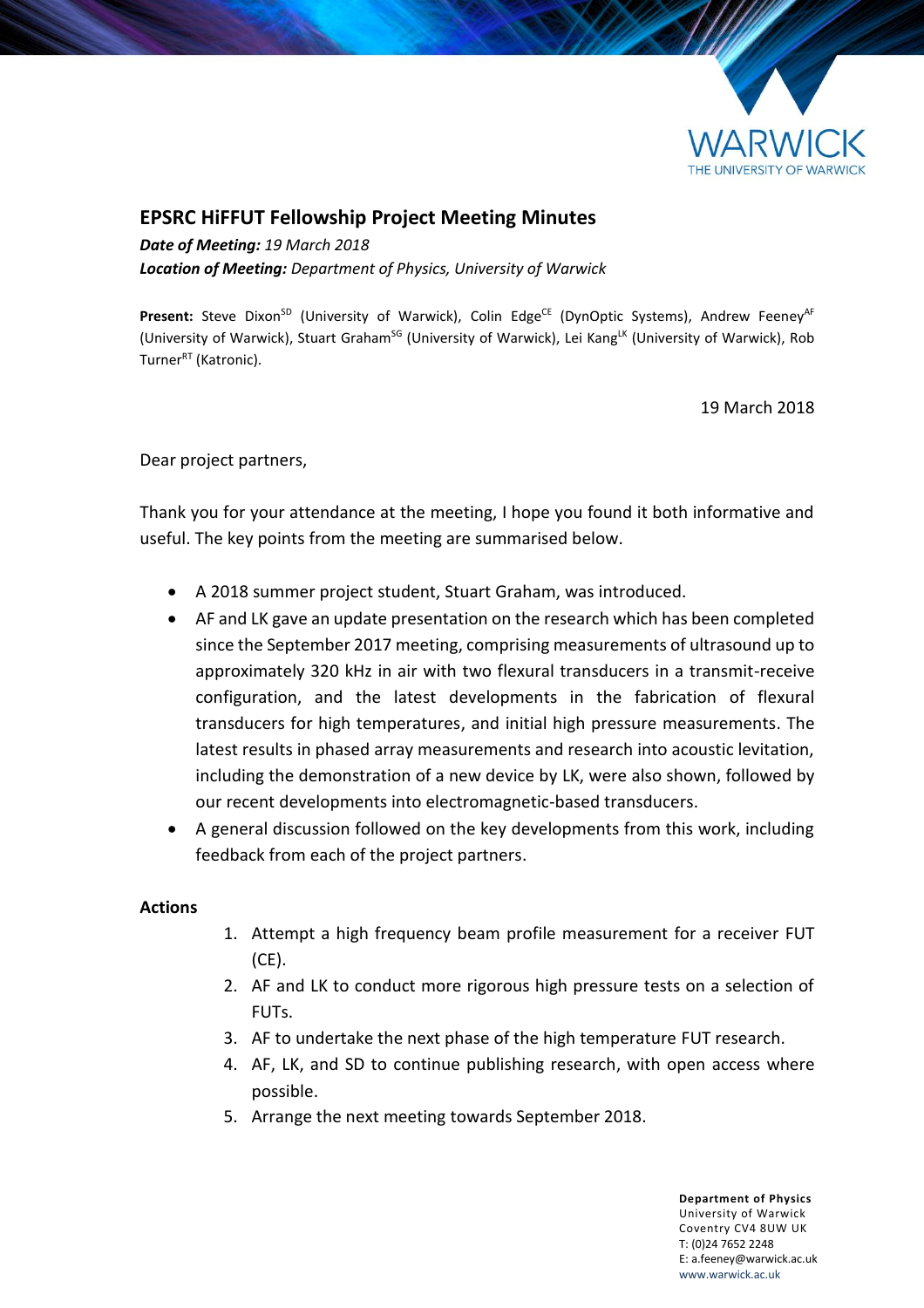## EPSRC HiFFUT Fellowship Project Meeting Minutes

***Date of Meeting:*** *19 March 2018*
***Location of Meeting:*** *Department of Physics, University of Warwick*

**Present:** Steve Dixon[SD] (University of Warwick), Colin Edge[CE] (DynOptic Systems), Andrew Feeney[AF] (University of Warwick), Stuart Graham[SG] (University of Warwick), Lei Kang[LK] (University of Warwick), Rob Turner[RT] (Katronic).

19 March 2018

Dear project partners,

Thank you for your attendance at the meeting, I hope you found it both informative and useful. The key points from the meeting are summarised below.

- A 2018 summer project student, Stuart Graham, was introduced.
- AF and LK gave an update presentation on the research which has been completed since the September 2017 meeting, comprising measurements of ultrasound up to approximately 320 kHz in air with two flexural transducers in a transmit-receive configuration, and the latest developments in the fabrication of flexural transducers for high temperatures, and initial high pressure measurements. The latest results in phased array measurements and research into acoustic levitation, including the demonstration of a new device by LK, were also shown, followed by our recent developments into electromagnetic-based transducers.
- A general discussion followed on the key developments from this work, including feedback from each of the project partners.

**Actions**

1. Attempt a high frequency beam profile measurement for a receiver FUT (CE).
2. AF and LK to conduct more rigorous high pressure tests on a selection of FUTs.
3. AF to undertake the next phase of the high temperature FUT research.
4. AF, LK, and SD to continue publishing research, with open access where possible.
5. Arrange the next meeting towards September 2018.

**Department of Physics**
University of Warwick
Coventry CV4 8UW UK
T: (0)24 7652 2248
E: a.feeney@warwick.ac.uk
www.warwick.ac.uk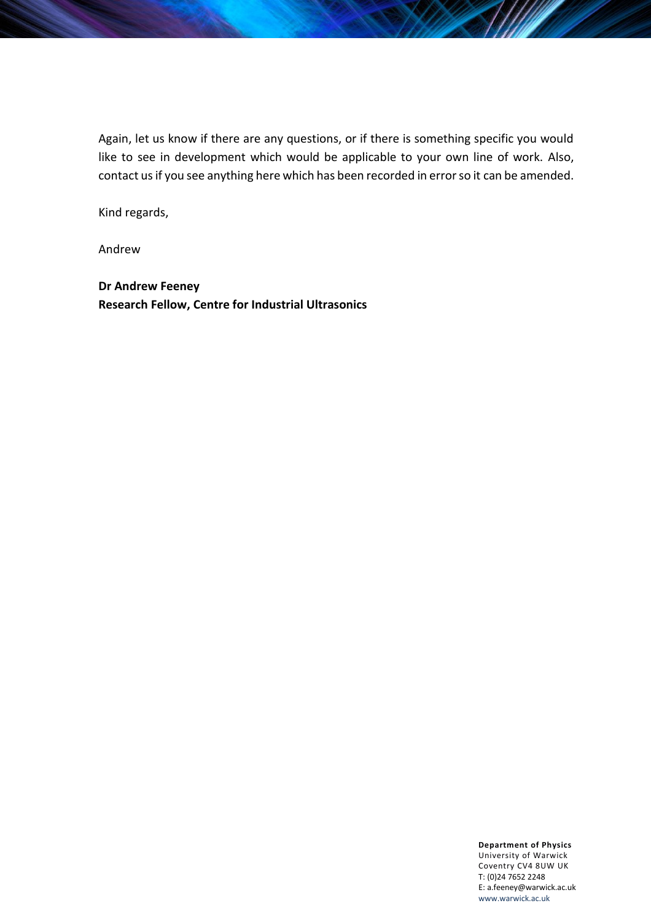Again, let us know if there are any questions, or if there is something specific you would like to see in development which would be applicable to your own line of work. Also, contact us if you see anything here which has been recorded in error so it can be amended.

Kind regards,

Andrew

**Dr Andrew Feeney**
**Research Fellow, Centre for Industrial Ultrasonics**

**Department of Physics**
University of Warwick
Coventry CV4 8UW UK
T: (0)24 7652 2248
E: a.feeney@warwick.ac.uk
www.warwick.ac.uk